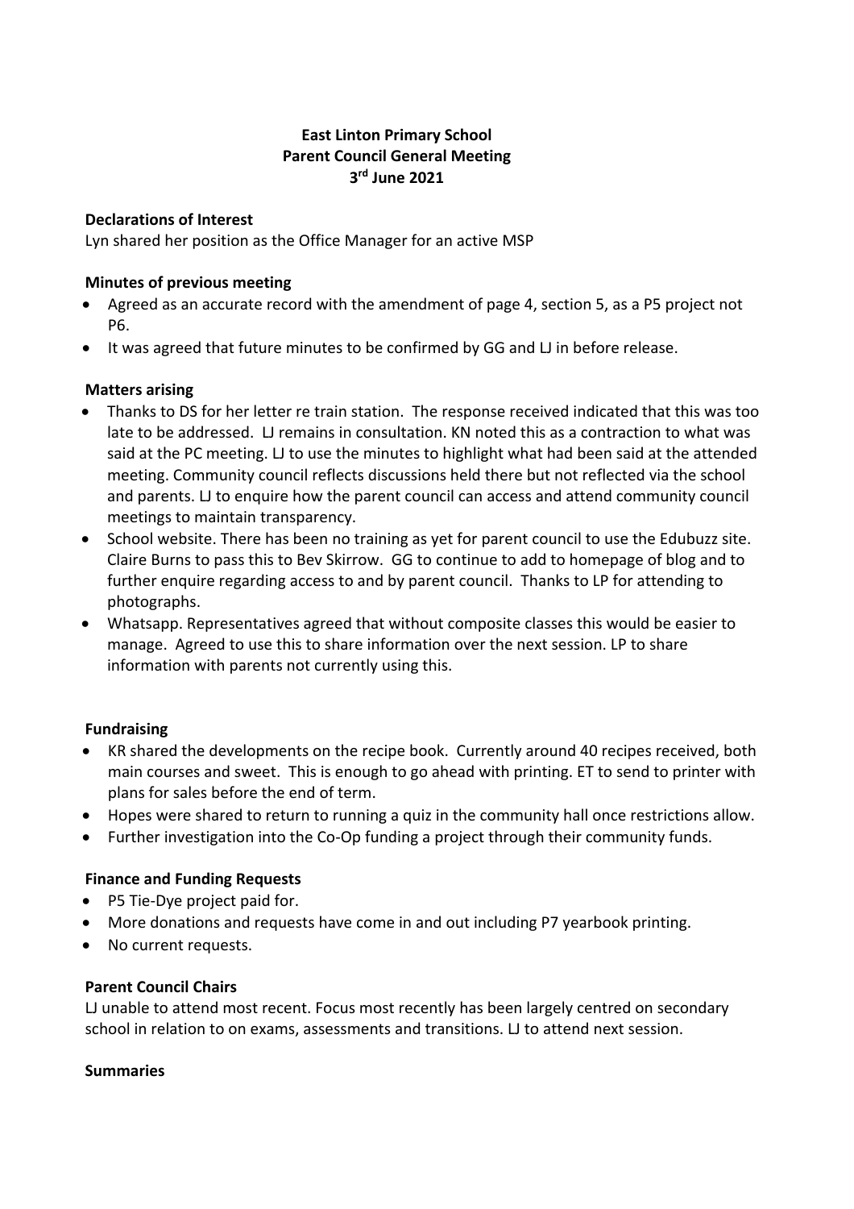**East Linton Primary School**
**Parent Council General Meeting**
**3rd June 2021**

**Declarations of Interest**

Lyn shared her position as the Office Manager for an active MSP

**Minutes of previous meeting**

- Agreed as an accurate record with the amendment of page 4, section 5, as a P5 project not P6.
- It was agreed that future minutes to be confirmed by GG and LJ in before release.

**Matters arising**

- Thanks to DS for her letter re train station. The response received indicated that this was too late to be addressed. LJ remains in consultation. KN noted this as a contraction to what was said at the PC meeting. LJ to use the minutes to highlight what had been said at the attended meeting. Community council reflects discussions held there but not reflected via the school and parents. LJ to enquire how the parent council can access and attend community council meetings to maintain transparency.
- School website. There has been no training as yet for parent council to use the Edubuzz site. Claire Burns to pass this to Bev Skirrow. GG to continue to add to homepage of blog and to further enquire regarding access to and by parent council. Thanks to LP for attending to photographs.
- Whatsapp. Representatives agreed that without composite classes this would be easier to manage. Agreed to use this to share information over the next session. LP to share information with parents not currently using this.

**Fundraising**

- KR shared the developments on the recipe book. Currently around 40 recipes received, both main courses and sweet. This is enough to go ahead with printing. ET to send to printer with plans for sales before the end of term.
- Hopes were shared to return to running a quiz in the community hall once restrictions allow.
- Further investigation into the Co-Op funding a project through their community funds.

**Finance and Funding Requests**

- P5 Tie-Dye project paid for.
- More donations and requests have come in and out including P7 yearbook printing.
- No current requests.

**Parent Council Chairs**

LJ unable to attend most recent. Focus most recently has been largely centred on secondary school in relation to on exams, assessments and transitions. LJ to attend next session.

**Summaries**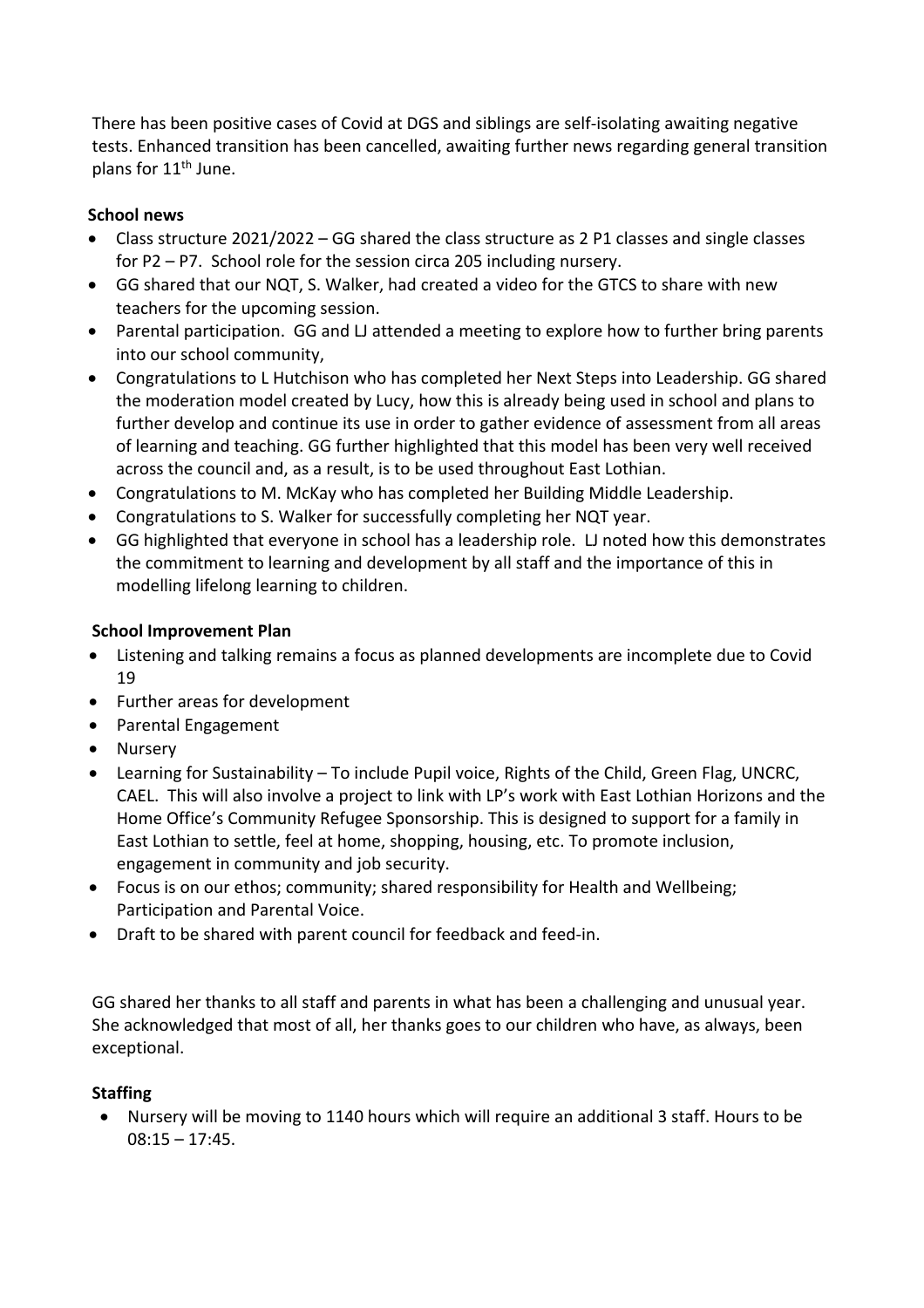There has been positive cases of Covid at DGS and siblings are self-isolating awaiting negative tests. Enhanced transition has been cancelled, awaiting further news regarding general transition plans for 11th June.

**School news**

- Class structure 2021/2022 – GG shared the class structure as 2 P1 classes and single classes for P2 – P7. School role for the session circa 205 including nursery.
- GG shared that our NQT, S. Walker, had created a video for the GTCS to share with new teachers for the upcoming session.
- Parental participation. GG and LJ attended a meeting to explore how to further bring parents into our school community,
- Congratulations to L Hutchison who has completed her Next Steps into Leadership. GG shared the moderation model created by Lucy, how this is already being used in school and plans to further develop and continue its use in order to gather evidence of assessment from all areas of learning and teaching. GG further highlighted that this model has been very well received across the council and, as a result, is to be used throughout East Lothian.
- Congratulations to M. McKay who has completed her Building Middle Leadership.
- Congratulations to S. Walker for successfully completing her NQT year.
- GG highlighted that everyone in school has a leadership role. LJ noted how this demonstrates the commitment to learning and development by all staff and the importance of this in modelling lifelong learning to children.

**School Improvement Plan**

- Listening and talking remains a focus as planned developments are incomplete due to Covid 19
- Further areas for development
- Parental Engagement
- Nursery
- Learning for Sustainability – To include Pupil voice, Rights of the Child, Green Flag, UNCRC, CAEL. This will also involve a project to link with LP's work with East Lothian Horizons and the Home Office's Community Refugee Sponsorship. This is designed to support for a family in East Lothian to settle, feel at home, shopping, housing, etc. To promote inclusion, engagement in community and job security.
- Focus is on our ethos; community; shared responsibility for Health and Wellbeing; Participation and Parental Voice.
- Draft to be shared with parent council for feedback and feed-in.

GG shared her thanks to all staff and parents in what has been a challenging and unusual year. She acknowledged that most of all, her thanks goes to our children who have, as always, been exceptional.

**Staffing**

- Nursery will be moving to 1140 hours which will require an additional 3 staff. Hours to be 08:15 – 17:45.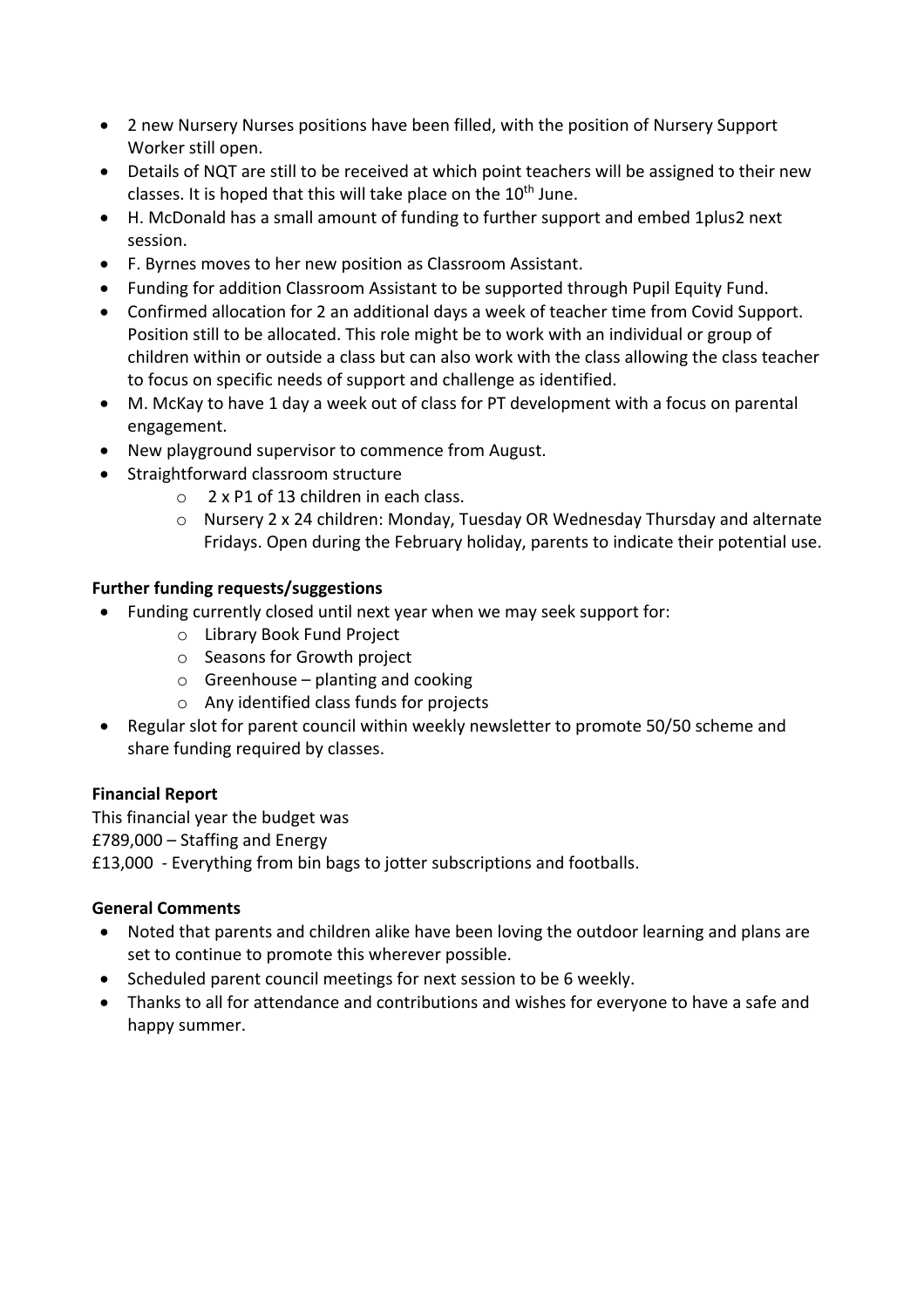- 2 new Nursery Nurses positions have been filled, with the position of Nursery Support Worker still open.
- Details of NQT are still to be received at which point teachers will be assigned to their new classes. It is hoped that this will take place on the 10th June.
- H. McDonald has a small amount of funding to further support and embed 1plus2 next session.
- F. Byrnes moves to her new position as Classroom Assistant.
- Funding for addition Classroom Assistant to be supported through Pupil Equity Fund.
- Confirmed allocation for 2 an additional days a week of teacher time from Covid Support. Position still to be allocated. This role might be to work with an individual or group of children within or outside a class but can also work with the class allowing the class teacher to focus on specific needs of support and challenge as identified.
- M. McKay to have 1 day a week out of class for PT development with a focus on parental engagement.
- New playground supervisor to commence from August.
- Straightforward classroom structure
  - 2 x P1 of 13 children in each class.
  - Nursery 2 x 24 children: Monday, Tuesday OR Wednesday Thursday and alternate Fridays. Open during the February holiday, parents to indicate their potential use.

**Further funding requests/suggestions**

- Funding currently closed until next year when we may seek support for:
  - Library Book Fund Project
  - Seasons for Growth project
  - Greenhouse – planting and cooking
  - Any identified class funds for projects
- Regular slot for parent council within weekly newsletter to promote 50/50 scheme and share funding required by classes.

**Financial Report**

This financial year the budget was
£789,000 – Staffing and Energy
£13,000 - Everything from bin bags to jotter subscriptions and footballs.

**General Comments**

- Noted that parents and children alike have been loving the outdoor learning and plans are set to continue to promote this wherever possible.
- Scheduled parent council meetings for next session to be 6 weekly.
- Thanks to all for attendance and contributions and wishes for everyone to have a safe and happy summer.